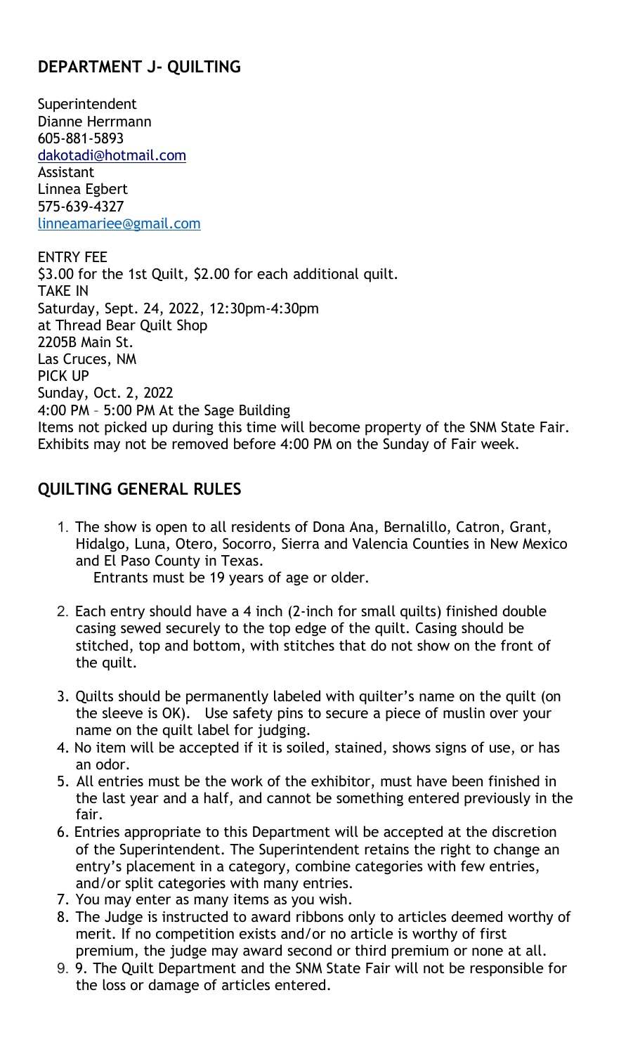## DEPARTMENT J- QUILTING

Superintendent
Dianne Herrmann
605-881-5893
dakotadi@hotmail.com
Assistant
Linnea Egbert
575-639-4327
linneamariee@gmail.com

ENTRY FEE
$3.00 for the 1st Quilt, $2.00 for each additional quilt.
TAKE IN
Saturday, Sept. 24, 2022, 12:30pm-4:30pm
at Thread Bear Quilt Shop
2205B Main St.
Las Cruces, NM
PICK UP
Sunday, Oct. 2, 2022
4:00 PM – 5:00 PM At the Sage Building
Items not picked up during this time will become property of the SNM State Fair.
Exhibits may not be removed before 4:00 PM on the Sunday of Fair week.

## QUILTING GENERAL RULES

1. The show is open to all residents of Dona Ana, Bernalillo, Catron, Grant, Hidalgo, Luna, Otero, Socorro, Sierra and Valencia Counties in New Mexico and El Paso County in Texas.
   Entrants must be 19 years of age or older.
2. Each entry should have a 4 inch (2-inch for small quilts) finished double casing sewed securely to the top edge of the quilt. Casing should be stitched, top and bottom, with stitches that do not show on the front of the quilt.
3. Quilts should be permanently labeled with quilter's name on the quilt (on the sleeve is OK). Use safety pins to secure a piece of muslin over your name on the quilt label for judging.
4. No item will be accepted if it is soiled, stained, shows signs of use, or has an odor.
5. All entries must be the work of the exhibitor, must have been finished in the last year and a half, and cannot be something entered previously in the fair.
6. Entries appropriate to this Department will be accepted at the discretion of the Superintendent. The Superintendent retains the right to change an entry's placement in a category, combine categories with few entries, and/or split categories with many entries.
7. You may enter as many items as you wish.
8. The Judge is instructed to award ribbons only to articles deemed worthy of merit. If no competition exists and/or no article is worthy of first premium, the judge may award second or third premium or none at all.
9. 9. The Quilt Department and the SNM State Fair will not be responsible for the loss or damage of articles entered.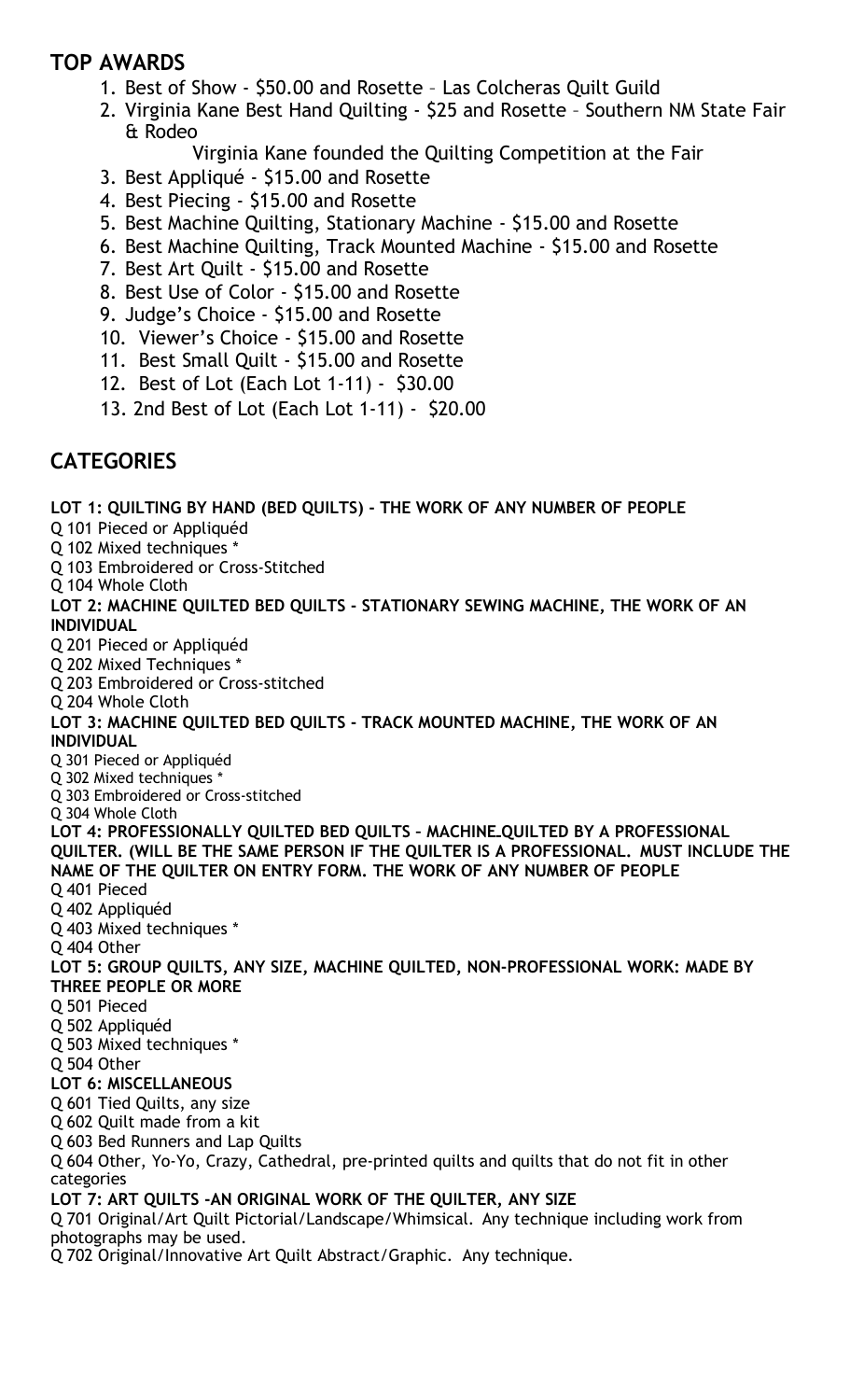## TOP AWARDS

1. Best of Show - $50.00 and Rosette – Las Colcheras Quilt Guild
2. Virginia Kane Best Hand Quilting - $25 and Rosette – Southern NM State Fair & Rodeo

   Virginia Kane founded the Quilting Competition at the Fair
3. Best Appliqué - $15.00 and Rosette
4. Best Piecing - $15.00 and Rosette
5. Best Machine Quilting, Stationary Machine - $15.00 and Rosette
6. Best Machine Quilting, Track Mounted Machine - $15.00 and Rosette
7. Best Art Quilt - $15.00 and Rosette
8. Best Use of Color - $15.00 and Rosette
9. Judge's Choice - $15.00 and Rosette
10. Viewer's Choice - $15.00 and Rosette
11. Best Small Quilt - $15.00 and Rosette
12. Best of Lot (Each Lot 1-11) - $30.00
13. 2nd Best of Lot (Each Lot 1-11) - $20.00

## CATEGORIES

**LOT 1: QUILTING BY HAND (BED QUILTS) - THE WORK OF ANY NUMBER OF PEOPLE**

Q 101 Pieced or Appliquéd
Q 102 Mixed techniques *
Q 103 Embroidered or Cross-Stitched
Q 104 Whole Cloth

**LOT 2: MACHINE QUILTED BED QUILTS - STATIONARY SEWING MACHINE, THE WORK OF AN INDIVIDUAL**

Q 201 Pieced or Appliquéd
Q 202 Mixed Techniques *
Q 203 Embroidered or Cross-stitched
Q 204 Whole Cloth

**LOT 3: MACHINE QUILTED BED QUILTS - TRACK MOUNTED MACHINE, THE WORK OF AN INDIVIDUAL**

Q 301 Pieced or Appliquéd
Q 302 Mixed techniques *
Q 303 Embroidered or Cross-stitched
Q 304 Whole Cloth

**LOT 4: PROFESSIONALLY QUILTED BED QUILTS – MACHINE QUILTED BY A PROFESSIONAL QUILTER. (WILL BE THE SAME PERSON IF THE QUILTER IS A PROFESSIONAL. MUST INCLUDE THE NAME OF THE QUILTER ON ENTRY FORM. THE WORK OF ANY NUMBER OF PEOPLE**

Q 401 Pieced
Q 402 Appliquéd
Q 403 Mixed techniques *
Q 404 Other

**LOT 5: GROUP QUILTS, ANY SIZE, MACHINE QUILTED, NON-PROFESSIONAL WORK: MADE BY THREE PEOPLE OR MORE**

Q 501 Pieced
Q 502 Appliquéd
Q 503 Mixed techniques *
Q 504 Other

**LOT 6: MISCELLANEOUS**

Q 601 Tied Quilts, any size
Q 602 Quilt made from a kit
Q 603 Bed Runners and Lap Quilts
Q 604 Other, Yo-Yo, Crazy, Cathedral, pre-printed quilts and quilts that do not fit in other categories

**LOT 7: ART QUILTS -AN ORIGINAL WORK OF THE QUILTER, ANY SIZE**

Q 701 Original/Art Quilt Pictorial/Landscape/Whimsical. Any technique including work from photographs may be used.
Q 702 Original/Innovative Art Quilt Abstract/Graphic. Any technique.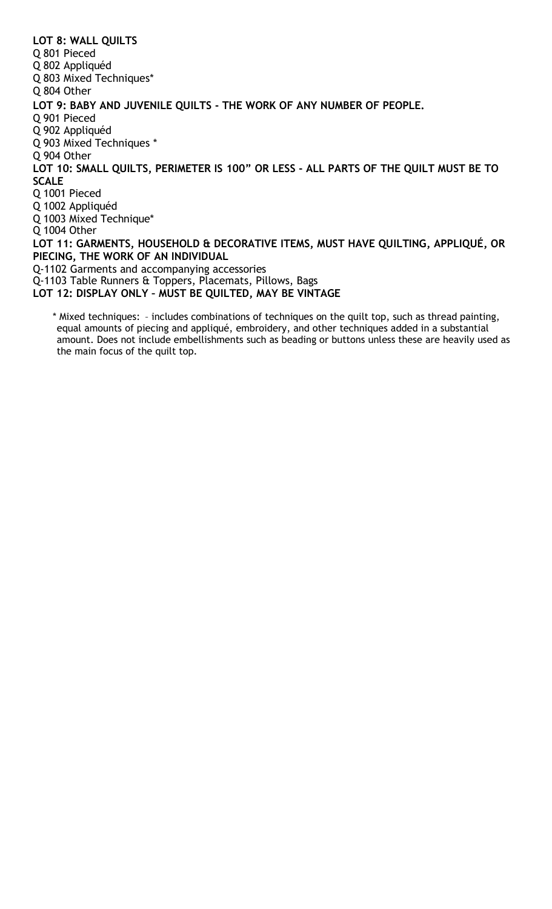**LOT 8: WALL QUILTS**

Q 801 Pieced
Q 802 Appliquéd
Q 803 Mixed Techniques*
Q 804 Other

**LOT 9: BABY AND JUVENILE QUILTS - THE WORK OF ANY NUMBER OF PEOPLE.**

Q 901 Pieced
Q 902 Appliquéd
Q 903 Mixed Techniques *
Q 904 Other

**LOT 10: SMALL QUILTS, PERIMETER IS 100" OR LESS - ALL PARTS OF THE QUILT MUST BE TO SCALE**

Q 1001 Pieced
Q 1002 Appliquéd
Q 1003 Mixed Technique*
Q 1004 Other

**LOT 11: GARMENTS, HOUSEHOLD & DECORATIVE ITEMS, MUST HAVE QUILTING, APPLIQUÉ, OR PIECING, THE WORK OF AN INDIVIDUAL**

Q-1102 Garments and accompanying accessories
Q-1103 Table Runners & Toppers, Placemats, Pillows, Bags

**LOT 12: DISPLAY ONLY – MUST BE QUILTED, MAY BE VINTAGE**

\* Mixed techniques: – includes combinations of techniques on the quilt top, such as thread painting, equal amounts of piecing and appliqué, embroidery, and other techniques added in a substantial amount. Does not include embellishments such as beading or buttons unless these are heavily used as the main focus of the quilt top.